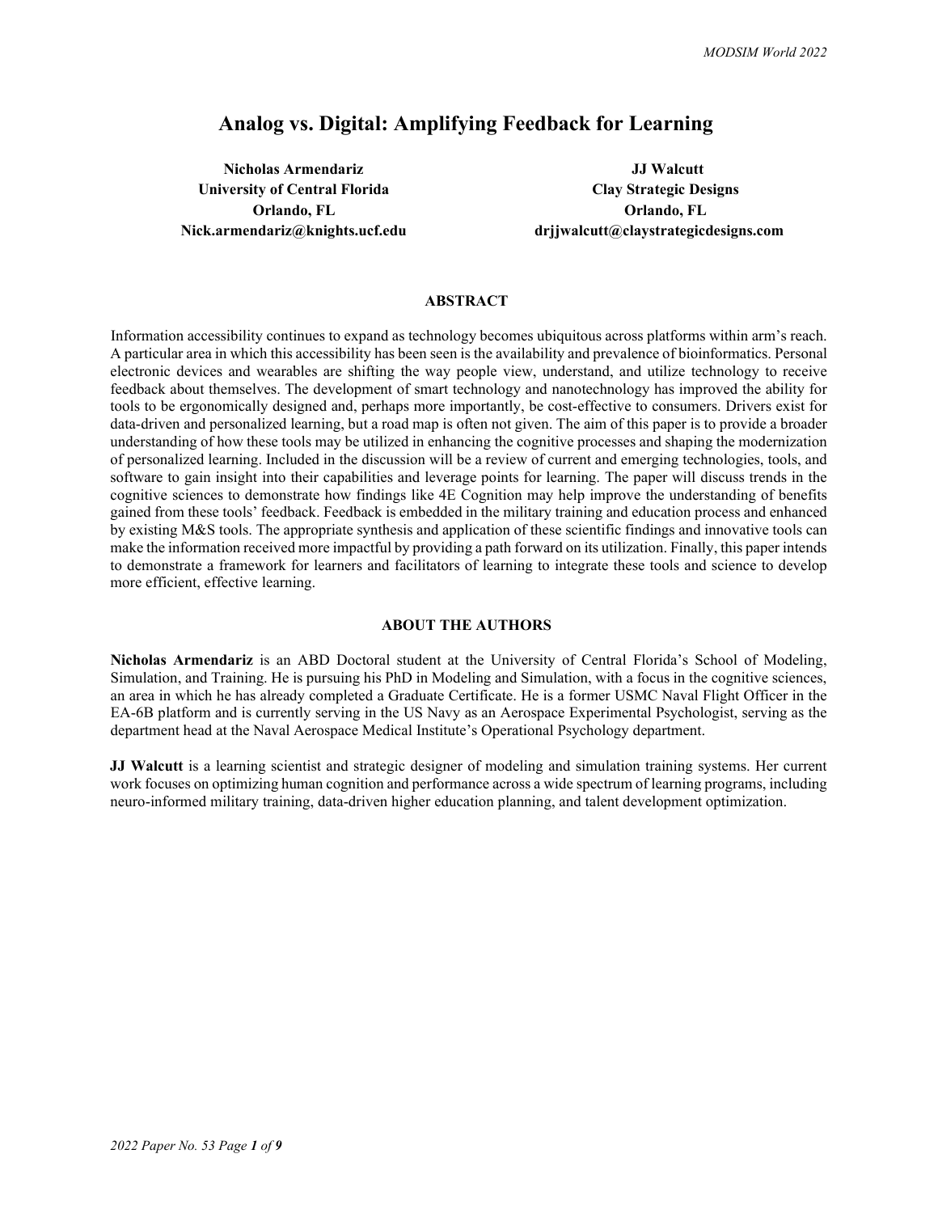# Analog vs. Digital: Amplifying Feedback for Learning

**Nicholas Armendariz**
**University of Central Florida**
**Orlando, FL**
**Nick.armendariz@knights.ucf.edu**

**JJ Walcutt**
**Clay Strategic Designs**
**Orlando, FL**
**drjjwalcutt@claystrategicdesigns.com**

## ABSTRACT

Information accessibility continues to expand as technology becomes ubiquitous across platforms within arm's reach. A particular area in which this accessibility has been seen is the availability and prevalence of bioinformatics. Personal electronic devices and wearables are shifting the way people view, understand, and utilize technology to receive feedback about themselves. The development of smart technology and nanotechnology has improved the ability for tools to be ergonomically designed and, perhaps more importantly, be cost-effective to consumers. Drivers exist for data-driven and personalized learning, but a road map is often not given. The aim of this paper is to provide a broader understanding of how these tools may be utilized in enhancing the cognitive processes and shaping the modernization of personalized learning. Included in the discussion will be a review of current and emerging technologies, tools, and software to gain insight into their capabilities and leverage points for learning. The paper will discuss trends in the cognitive sciences to demonstrate how findings like 4E Cognition may help improve the understanding of benefits gained from these tools' feedback. Feedback is embedded in the military training and education process and enhanced by existing M&S tools. The appropriate synthesis and application of these scientific findings and innovative tools can make the information received more impactful by providing a path forward on its utilization. Finally, this paper intends to demonstrate a framework for learners and facilitators of learning to integrate these tools and science to develop more efficient, effective learning.

## ABOUT THE AUTHORS

**Nicholas Armendariz** is an ABD Doctoral student at the University of Central Florida's School of Modeling, Simulation, and Training. He is pursuing his PhD in Modeling and Simulation, with a focus in the cognitive sciences, an area in which he has already completed a Graduate Certificate. He is a former USMC Naval Flight Officer in the EA-6B platform and is currently serving in the US Navy as an Aerospace Experimental Psychologist, serving as the department head at the Naval Aerospace Medical Institute's Operational Psychology department.

**JJ Walcutt** is a learning scientist and strategic designer of modeling and simulation training systems. Her current work focuses on optimizing human cognition and performance across a wide spectrum of learning programs, including neuro-informed military training, data-driven higher education planning, and talent development optimization.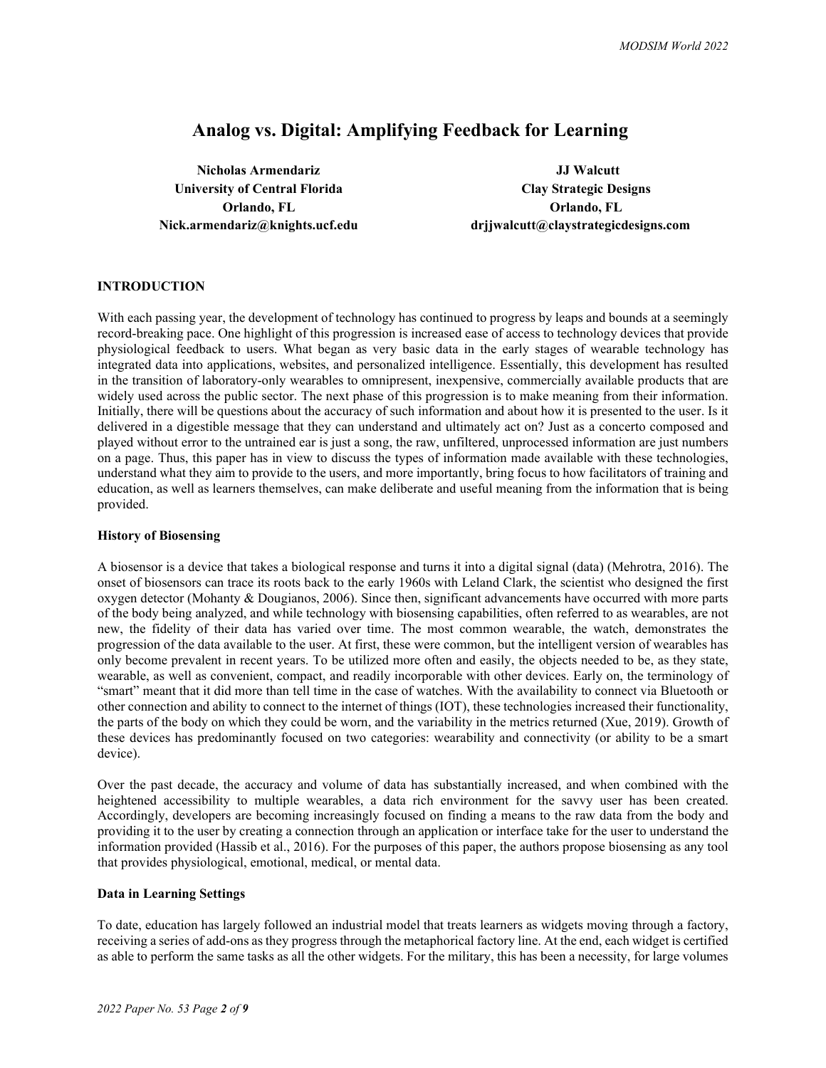# Analog vs. Digital: Amplifying Feedback for Learning

**Nicholas Armendariz**
**University of Central Florida**
**Orlando, FL**
**Nick.armendariz@knights.ucf.edu**

**JJ Walcutt**
**Clay Strategic Designs**
**Orlando, FL**
**drjjwalcutt@claystrategicdesigns.com**

## INTRODUCTION

With each passing year, the development of technology has continued to progress by leaps and bounds at a seemingly record-breaking pace. One highlight of this progression is increased ease of access to technology devices that provide physiological feedback to users. What began as very basic data in the early stages of wearable technology has integrated data into applications, websites, and personalized intelligence. Essentially, this development has resulted in the transition of laboratory-only wearables to omnipresent, inexpensive, commercially available products that are widely used across the public sector. The next phase of this progression is to make meaning from their information. Initially, there will be questions about the accuracy of such information and about how it is presented to the user. Is it delivered in a digestible message that they can understand and ultimately act on? Just as a concerto composed and played without error to the untrained ear is just a song, the raw, unfiltered, unprocessed information are just numbers on a page. Thus, this paper has in view to discuss the types of information made available with these technologies, understand what they aim to provide to the users, and more importantly, bring focus to how facilitators of training and education, as well as learners themselves, can make deliberate and useful meaning from the information that is being provided.

### History of Biosensing

A biosensor is a device that takes a biological response and turns it into a digital signal (data) (Mehrotra, 2016). The onset of biosensors can trace its roots back to the early 1960s with Leland Clark, the scientist who designed the first oxygen detector (Mohanty & Dougianos, 2006). Since then, significant advancements have occurred with more parts of the body being analyzed, and while technology with biosensing capabilities, often referred to as wearables, are not new, the fidelity of their data has varied over time. The most common wearable, the watch, demonstrates the progression of the data available to the user. At first, these were common, but the intelligent version of wearables has only become prevalent in recent years. To be utilized more often and easily, the objects needed to be, as they state, wearable, as well as convenient, compact, and readily incorporable with other devices. Early on, the terminology of "smart" meant that it did more than tell time in the case of watches. With the availability to connect via Bluetooth or other connection and ability to connect to the internet of things (IOT), these technologies increased their functionality, the parts of the body on which they could be worn, and the variability in the metrics returned (Xue, 2019). Growth of these devices has predominantly focused on two categories: wearability and connectivity (or ability to be a smart device).

Over the past decade, the accuracy and volume of data has substantially increased, and when combined with the heightened accessibility to multiple wearables, a data rich environment for the savvy user has been created. Accordingly, developers are becoming increasingly focused on finding a means to the raw data from the body and providing it to the user by creating a connection through an application or interface take for the user to understand the information provided (Hassib et al., 2016). For the purposes of this paper, the authors propose biosensing as any tool that provides physiological, emotional, medical, or mental data.

### Data in Learning Settings

To date, education has largely followed an industrial model that treats learners as widgets moving through a factory, receiving a series of add-ons as they progress through the metaphorical factory line. At the end, each widget is certified as able to perform the same tasks as all the other widgets. For the military, this has been a necessity, for large volumes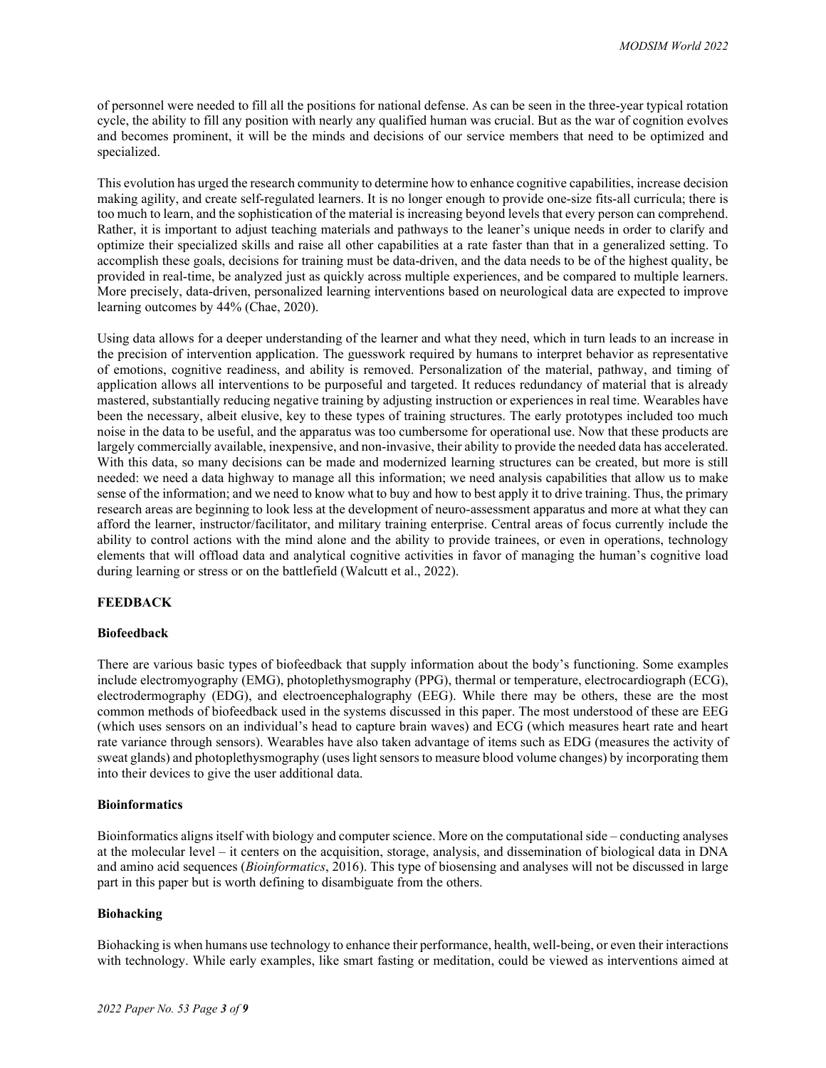of personnel were needed to fill all the positions for national defense. As can be seen in the three-year typical rotation cycle, the ability to fill any position with nearly any qualified human was crucial. But as the war of cognition evolves and becomes prominent, it will be the minds and decisions of our service members that need to be optimized and specialized.

This evolution has urged the research community to determine how to enhance cognitive capabilities, increase decision making agility, and create self-regulated learners. It is no longer enough to provide one-size fits-all curricula; there is too much to learn, and the sophistication of the material is increasing beyond levels that every person can comprehend. Rather, it is important to adjust teaching materials and pathways to the leaner's unique needs in order to clarify and optimize their specialized skills and raise all other capabilities at a rate faster than that in a generalized setting. To accomplish these goals, decisions for training must be data-driven, and the data needs to be of the highest quality, be provided in real-time, be analyzed just as quickly across multiple experiences, and be compared to multiple learners. More precisely, data-driven, personalized learning interventions based on neurological data are expected to improve learning outcomes by 44% (Chae, 2020).

Using data allows for a deeper understanding of the learner and what they need, which in turn leads to an increase in the precision of intervention application. The guesswork required by humans to interpret behavior as representative of emotions, cognitive readiness, and ability is removed. Personalization of the material, pathway, and timing of application allows all interventions to be purposeful and targeted. It reduces redundancy of material that is already mastered, substantially reducing negative training by adjusting instruction or experiences in real time. Wearables have been the necessary, albeit elusive, key to these types of training structures. The early prototypes included too much noise in the data to be useful, and the apparatus was too cumbersome for operational use. Now that these products are largely commercially available, inexpensive, and non-invasive, their ability to provide the needed data has accelerated. With this data, so many decisions can be made and modernized learning structures can be created, but more is still needed: we need a data highway to manage all this information; we need analysis capabilities that allow us to make sense of the information; and we need to know what to buy and how to best apply it to drive training. Thus, the primary research areas are beginning to look less at the development of neuro-assessment apparatus and more at what they can afford the learner, instructor/facilitator, and military training enterprise. Central areas of focus currently include the ability to control actions with the mind alone and the ability to provide trainees, or even in operations, technology elements that will offload data and analytical cognitive activities in favor of managing the human's cognitive load during learning or stress or on the battlefield (Walcutt et al., 2022).

## FEEDBACK

### Biofeedback

There are various basic types of biofeedback that supply information about the body's functioning. Some examples include electromyography (EMG), photoplethysmography (PPG), thermal or temperature, electrocardiograph (ECG), electrodermography (EDG), and electroencephalography (EEG). While there may be others, these are the most common methods of biofeedback used in the systems discussed in this paper. The most understood of these are EEG (which uses sensors on an individual's head to capture brain waves) and ECG (which measures heart rate and heart rate variance through sensors). Wearables have also taken advantage of items such as EDG (measures the activity of sweat glands) and photoplethysmography (uses light sensors to measure blood volume changes) by incorporating them into their devices to give the user additional data.

### Bioinformatics

Bioinformatics aligns itself with biology and computer science. More on the computational side – conducting analyses at the molecular level – it centers on the acquisition, storage, analysis, and dissemination of biological data in DNA and amino acid sequences (*Bioinformatics*, 2016). This type of biosensing and analyses will not be discussed in large part in this paper but is worth defining to disambiguate from the others.

### Biohacking

Biohacking is when humans use technology to enhance their performance, health, well-being, or even their interactions with technology. While early examples, like smart fasting or meditation, could be viewed as interventions aimed at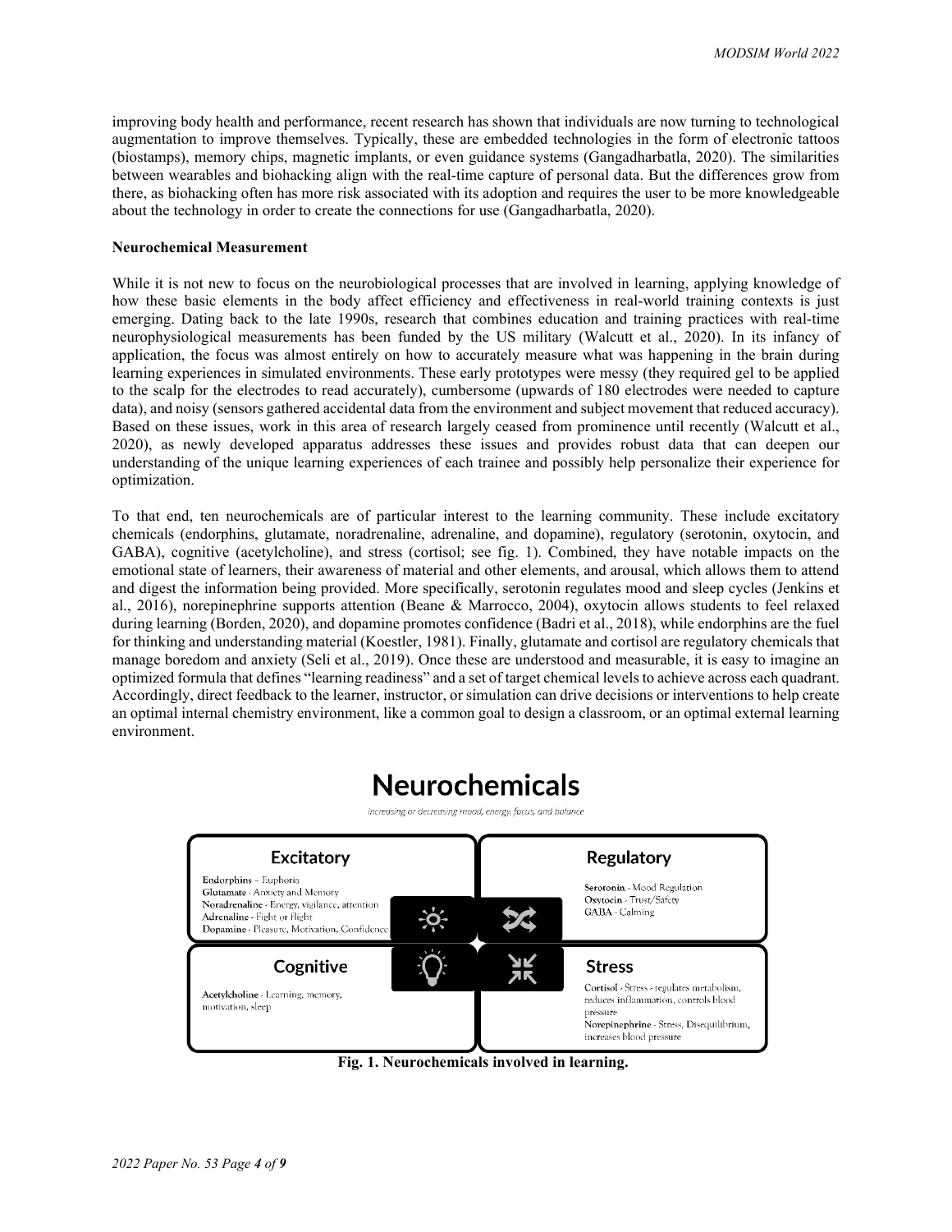improving body health and performance, recent research has shown that individuals are now turning to technological augmentation to improve themselves. Typically, these are embedded technologies in the form of electronic tattoos (biostamps), memory chips, magnetic implants, or even guidance systems (Gangadharbatla, 2020). The similarities between wearables and biohacking align with the real-time capture of personal data. But the differences grow from there, as biohacking often has more risk associated with its adoption and requires the user to be more knowledgeable about the technology in order to create the connections for use (Gangadharbatla, 2020).

**Neurochemical Measurement**

While it is not new to focus on the neurobiological processes that are involved in learning, applying knowledge of how these basic elements in the body affect efficiency and effectiveness in real-world training contexts is just emerging. Dating back to the late 1990s, research that combines education and training practices with real-time neurophysiological measurements has been funded by the US military (Walcutt et al., 2020). In its infancy of application, the focus was almost entirely on how to accurately measure what was happening in the brain during learning experiences in simulated environments. These early prototypes were messy (they required gel to be applied to the scalp for the electrodes to read accurately), cumbersome (upwards of 180 electrodes were needed to capture data), and noisy (sensors gathered accidental data from the environment and subject movement that reduced accuracy). Based on these issues, work in this area of research largely ceased from prominence until recently (Walcutt et al., 2020), as newly developed apparatus addresses these issues and provides robust data that can deepen our understanding of the unique learning experiences of each trainee and possibly help personalize their experience for optimization.

To that end, ten neurochemicals are of particular interest to the learning community. These include excitatory chemicals (endorphins, glutamate, noradrenaline, adrenaline, and dopamine), regulatory (serotonin, oxytocin, and GABA), cognitive (acetylcholine), and stress (cortisol; see fig. 1). Combined, they have notable impacts on the emotional state of learners, their awareness of material and other elements, and arousal, which allows them to attend and digest the information being provided. More specifically, serotonin regulates mood and sleep cycles (Jenkins et al., 2016), norepinephrine supports attention (Beane & Marrocco, 2004), oxytocin allows students to feel relaxed during learning (Borden, 2020), and dopamine promotes confidence (Badri et al., 2018), while endorphins are the fuel for thinking and understanding material (Koestler, 1981). Finally, glutamate and cortisol are regulatory chemicals that manage boredom and anxiety (Seli et al., 2019). Once these are understood and measurable, it is easy to imagine an optimized formula that defines "learning readiness" and a set of target chemical levels to achieve across each quadrant. Accordingly, direct feedback to the learner, instructor, or simulation can drive decisions or interventions to help create an optimal internal chemistry environment, like a common goal to design a classroom, or an optimal external learning environment.

**Neurochemicals**

*Increasing or decreasing mood, energy, focus, and balance*

| Excitatory | Regulatory |
| --- | --- |
| Endorphins – Euphoria<br>Glutamate - Anxiety and Memory<br>Noradrenaline - Energy, vigilance, attention<br>Adrenaline - Fight or flight<br>Dopamine - Pleasure, Motivation, Confidence | Serotonin - Mood Regulation<br>Oxytocin - Trust/Safety<br>GABA - Calming |
| **Cognitive** | **Stress** |
| Acetylcholine - Learning, memory, motivation, sleep | Cortisol - Stress - regulates metabolism, reduces inflammation, controls blood pressure<br>Norepinephrine - Stress, Disequilibrium, increases blood pressure |

**Fig. 1. Neurochemicals involved in learning.**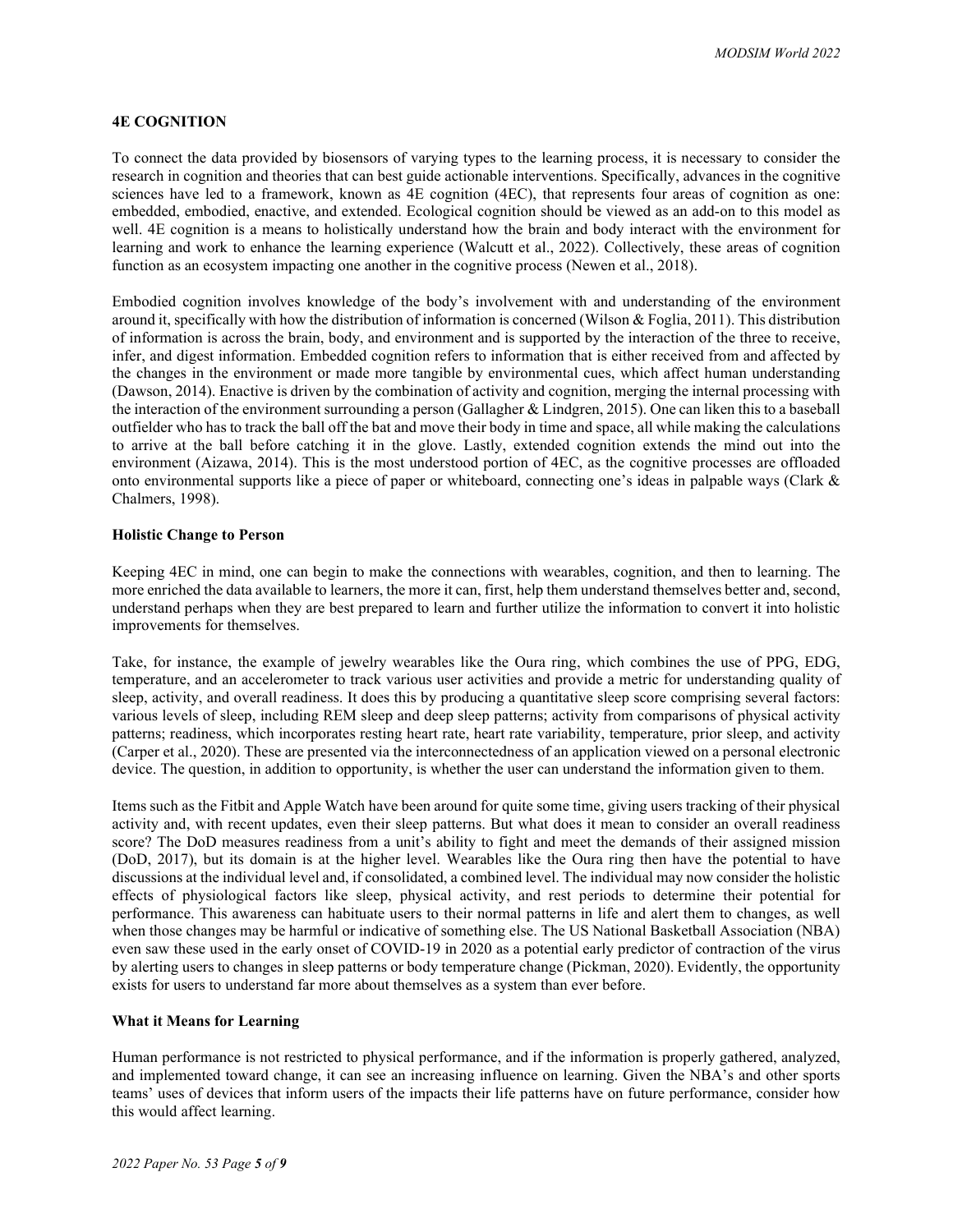## 4E COGNITION

To connect the data provided by biosensors of varying types to the learning process, it is necessary to consider the research in cognition and theories that can best guide actionable interventions. Specifically, advances in the cognitive sciences have led to a framework, known as 4E cognition (4EC), that represents four areas of cognition as one: embedded, embodied, enactive, and extended. Ecological cognition should be viewed as an add-on to this model as well. 4E cognition is a means to holistically understand how the brain and body interact with the environment for learning and work to enhance the learning experience (Walcutt et al., 2022). Collectively, these areas of cognition function as an ecosystem impacting one another in the cognitive process (Newen et al., 2018).

Embodied cognition involves knowledge of the body's involvement with and understanding of the environment around it, specifically with how the distribution of information is concerned (Wilson & Foglia, 2011). This distribution of information is across the brain, body, and environment and is supported by the interaction of the three to receive, infer, and digest information. Embedded cognition refers to information that is either received from and affected by the changes in the environment or made more tangible by environmental cues, which affect human understanding (Dawson, 2014). Enactive is driven by the combination of activity and cognition, merging the internal processing with the interaction of the environment surrounding a person (Gallagher & Lindgren, 2015). One can liken this to a baseball outfielder who has to track the ball off the bat and move their body in time and space, all while making the calculations to arrive at the ball before catching it in the glove. Lastly, extended cognition extends the mind out into the environment (Aizawa, 2014). This is the most understood portion of 4EC, as the cognitive processes are offloaded onto environmental supports like a piece of paper or whiteboard, connecting one's ideas in palpable ways (Clark & Chalmers, 1998).

### Holistic Change to Person

Keeping 4EC in mind, one can begin to make the connections with wearables, cognition, and then to learning. The more enriched the data available to learners, the more it can, first, help them understand themselves better and, second, understand perhaps when they are best prepared to learn and further utilize the information to convert it into holistic improvements for themselves.

Take, for instance, the example of jewelry wearables like the Oura ring, which combines the use of PPG, EDG, temperature, and an accelerometer to track various user activities and provide a metric for understanding quality of sleep, activity, and overall readiness. It does this by producing a quantitative sleep score comprising several factors: various levels of sleep, including REM sleep and deep sleep patterns; activity from comparisons of physical activity patterns; readiness, which incorporates resting heart rate, heart rate variability, temperature, prior sleep, and activity (Carper et al., 2020). These are presented via the interconnectedness of an application viewed on a personal electronic device. The question, in addition to opportunity, is whether the user can understand the information given to them.

Items such as the Fitbit and Apple Watch have been around for quite some time, giving users tracking of their physical activity and, with recent updates, even their sleep patterns. But what does it mean to consider an overall readiness score? The DoD measures readiness from a unit's ability to fight and meet the demands of their assigned mission (DoD, 2017), but its domain is at the higher level. Wearables like the Oura ring then have the potential to have discussions at the individual level and, if consolidated, a combined level. The individual may now consider the holistic effects of physiological factors like sleep, physical activity, and rest periods to determine their potential for performance. This awareness can habituate users to their normal patterns in life and alert them to changes, as well when those changes may be harmful or indicative of something else. The US National Basketball Association (NBA) even saw these used in the early onset of COVID-19 in 2020 as a potential early predictor of contraction of the virus by alerting users to changes in sleep patterns or body temperature change (Pickman, 2020). Evidently, the opportunity exists for users to understand far more about themselves as a system than ever before.

### What it Means for Learning

Human performance is not restricted to physical performance, and if the information is properly gathered, analyzed, and implemented toward change, it can see an increasing influence on learning. Given the NBA's and other sports teams' uses of devices that inform users of the impacts their life patterns have on future performance, consider how this would affect learning.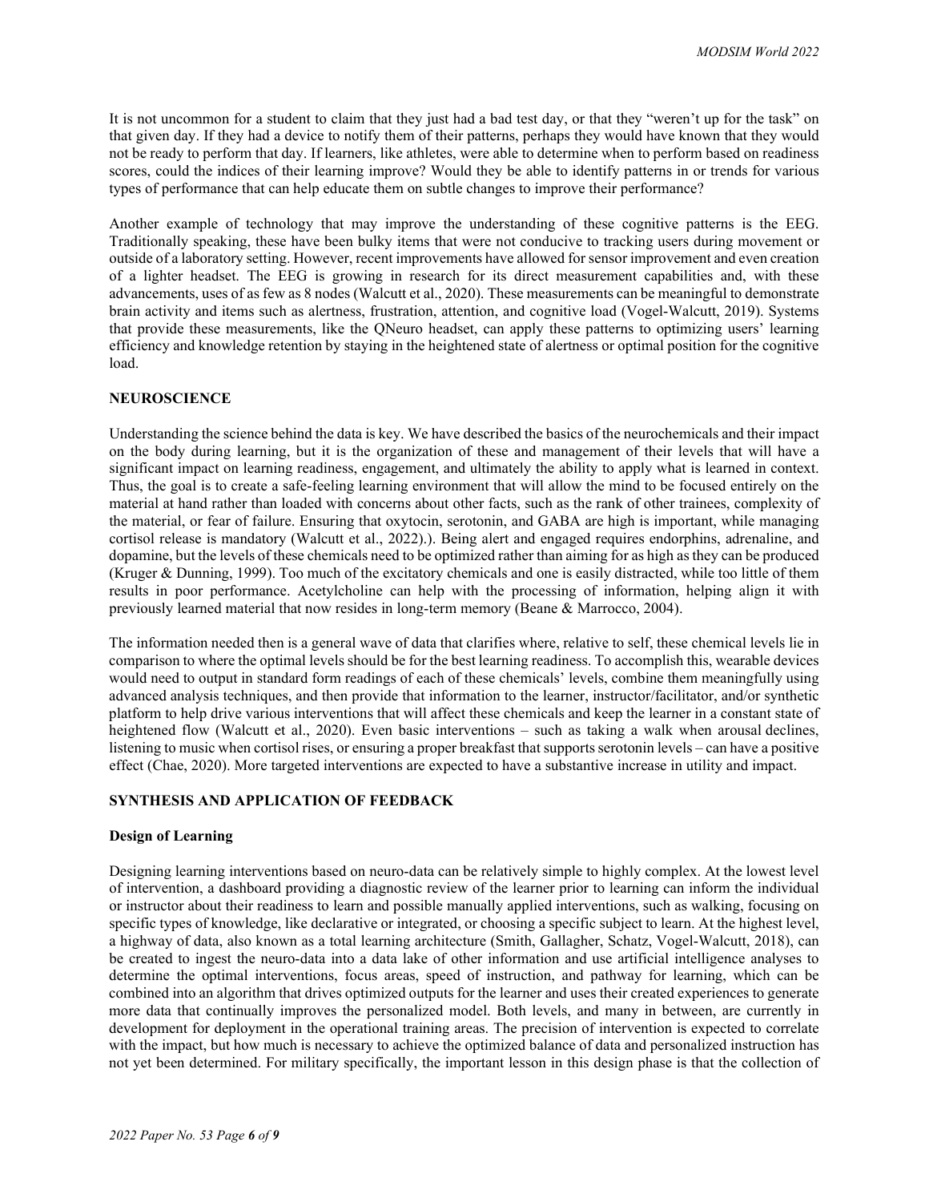It is not uncommon for a student to claim that they just had a bad test day, or that they "weren't up for the task" on that given day. If they had a device to notify them of their patterns, perhaps they would have known that they would not be ready to perform that day. If learners, like athletes, were able to determine when to perform based on readiness scores, could the indices of their learning improve? Would they be able to identify patterns in or trends for various types of performance that can help educate them on subtle changes to improve their performance?

Another example of technology that may improve the understanding of these cognitive patterns is the EEG. Traditionally speaking, these have been bulky items that were not conducive to tracking users during movement or outside of a laboratory setting. However, recent improvements have allowed for sensor improvement and even creation of a lighter headset. The EEG is growing in research for its direct measurement capabilities and, with these advancements, uses of as few as 8 nodes (Walcutt et al., 2020). These measurements can be meaningful to demonstrate brain activity and items such as alertness, frustration, attention, and cognitive load (Vogel-Walcutt, 2019). Systems that provide these measurements, like the QNeuro headset, can apply these patterns to optimizing users' learning efficiency and knowledge retention by staying in the heightened state of alertness or optimal position for the cognitive load.

## NEUROSCIENCE

Understanding the science behind the data is key. We have described the basics of the neurochemicals and their impact on the body during learning, but it is the organization of these and management of their levels that will have a significant impact on learning readiness, engagement, and ultimately the ability to apply what is learned in context. Thus, the goal is to create a safe-feeling learning environment that will allow the mind to be focused entirely on the material at hand rather than loaded with concerns about other facts, such as the rank of other trainees, complexity of the material, or fear of failure. Ensuring that oxytocin, serotonin, and GABA are high is important, while managing cortisol release is mandatory (Walcutt et al., 2022).). Being alert and engaged requires endorphins, adrenaline, and dopamine, but the levels of these chemicals need to be optimized rather than aiming for as high as they can be produced (Kruger & Dunning, 1999). Too much of the excitatory chemicals and one is easily distracted, while too little of them results in poor performance. Acetylcholine can help with the processing of information, helping align it with previously learned material that now resides in long-term memory (Beane & Marrocco, 2004).

The information needed then is a general wave of data that clarifies where, relative to self, these chemical levels lie in comparison to where the optimal levels should be for the best learning readiness. To accomplish this, wearable devices would need to output in standard form readings of each of these chemicals' levels, combine them meaningfully using advanced analysis techniques, and then provide that information to the learner, instructor/facilitator, and/or synthetic platform to help drive various interventions that will affect these chemicals and keep the learner in a constant state of heightened flow (Walcutt et al., 2020). Even basic interventions – such as taking a walk when arousal declines, listening to music when cortisol rises, or ensuring a proper breakfast that supports serotonin levels – can have a positive effect (Chae, 2020). More targeted interventions are expected to have a substantive increase in utility and impact.

## SYNTHESIS AND APPLICATION OF FEEDBACK

### Design of Learning

Designing learning interventions based on neuro-data can be relatively simple to highly complex. At the lowest level of intervention, a dashboard providing a diagnostic review of the learner prior to learning can inform the individual or instructor about their readiness to learn and possible manually applied interventions, such as walking, focusing on specific types of knowledge, like declarative or integrated, or choosing a specific subject to learn. At the highest level, a highway of data, also known as a total learning architecture (Smith, Gallagher, Schatz, Vogel-Walcutt, 2018), can be created to ingest the neuro-data into a data lake of other information and use artificial intelligence analyses to determine the optimal interventions, focus areas, speed of instruction, and pathway for learning, which can be combined into an algorithm that drives optimized outputs for the learner and uses their created experiences to generate more data that continually improves the personalized model. Both levels, and many in between, are currently in development for deployment in the operational training areas. The precision of intervention is expected to correlate with the impact, but how much is necessary to achieve the optimized balance of data and personalized instruction has not yet been determined. For military specifically, the important lesson in this design phase is that the collection of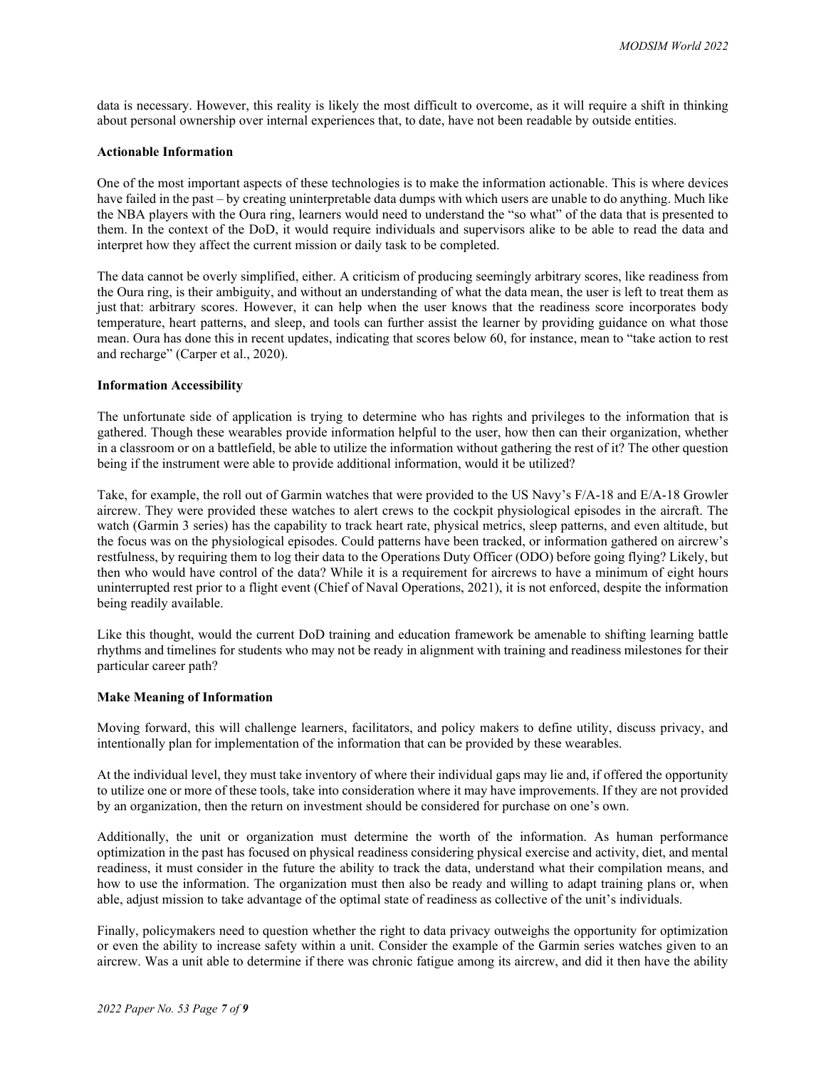data is necessary. However, this reality is likely the most difficult to overcome, as it will require a shift in thinking about personal ownership over internal experiences that, to date, have not been readable by outside entities.

**Actionable Information**

One of the most important aspects of these technologies is to make the information actionable. This is where devices have failed in the past – by creating uninterpretable data dumps with which users are unable to do anything. Much like the NBA players with the Oura ring, learners would need to understand the "so what" of the data that is presented to them. In the context of the DoD, it would require individuals and supervisors alike to be able to read the data and interpret how they affect the current mission or daily task to be completed.

The data cannot be overly simplified, either. A criticism of producing seemingly arbitrary scores, like readiness from the Oura ring, is their ambiguity, and without an understanding of what the data mean, the user is left to treat them as just that: arbitrary scores. However, it can help when the user knows that the readiness score incorporates body temperature, heart patterns, and sleep, and tools can further assist the learner by providing guidance on what those mean. Oura has done this in recent updates, indicating that scores below 60, for instance, mean to "take action to rest and recharge" (Carper et al., 2020).

**Information Accessibility**

The unfortunate side of application is trying to determine who has rights and privileges to the information that is gathered. Though these wearables provide information helpful to the user, how then can their organization, whether in a classroom or on a battlefield, be able to utilize the information without gathering the rest of it? The other question being if the instrument were able to provide additional information, would it be utilized?

Take, for example, the roll out of Garmin watches that were provided to the US Navy's F/A-18 and E/A-18 Growler aircrew. They were provided these watches to alert crews to the cockpit physiological episodes in the aircraft. The watch (Garmin 3 series) has the capability to track heart rate, physical metrics, sleep patterns, and even altitude, but the focus was on the physiological episodes. Could patterns have been tracked, or information gathered on aircrew's restfulness, by requiring them to log their data to the Operations Duty Officer (ODO) before going flying? Likely, but then who would have control of the data? While it is a requirement for aircrews to have a minimum of eight hours uninterrupted rest prior to a flight event (Chief of Naval Operations, 2021), it is not enforced, despite the information being readily available.

Like this thought, would the current DoD training and education framework be amenable to shifting learning battle rhythms and timelines for students who may not be ready in alignment with training and readiness milestones for their particular career path?

**Make Meaning of Information**

Moving forward, this will challenge learners, facilitators, and policy makers to define utility, discuss privacy, and intentionally plan for implementation of the information that can be provided by these wearables.

At the individual level, they must take inventory of where their individual gaps may lie and, if offered the opportunity to utilize one or more of these tools, take into consideration where it may have improvements. If they are not provided by an organization, then the return on investment should be considered for purchase on one's own.

Additionally, the unit or organization must determine the worth of the information. As human performance optimization in the past has focused on physical readiness considering physical exercise and activity, diet, and mental readiness, it must consider in the future the ability to track the data, understand what their compilation means, and how to use the information. The organization must then also be ready and willing to adapt training plans or, when able, adjust mission to take advantage of the optimal state of readiness as collective of the unit's individuals.

Finally, policymakers need to question whether the right to data privacy outweighs the opportunity for optimization or even the ability to increase safety within a unit. Consider the example of the Garmin series watches given to an aircrew. Was a unit able to determine if there was chronic fatigue among its aircrew, and did it then have the ability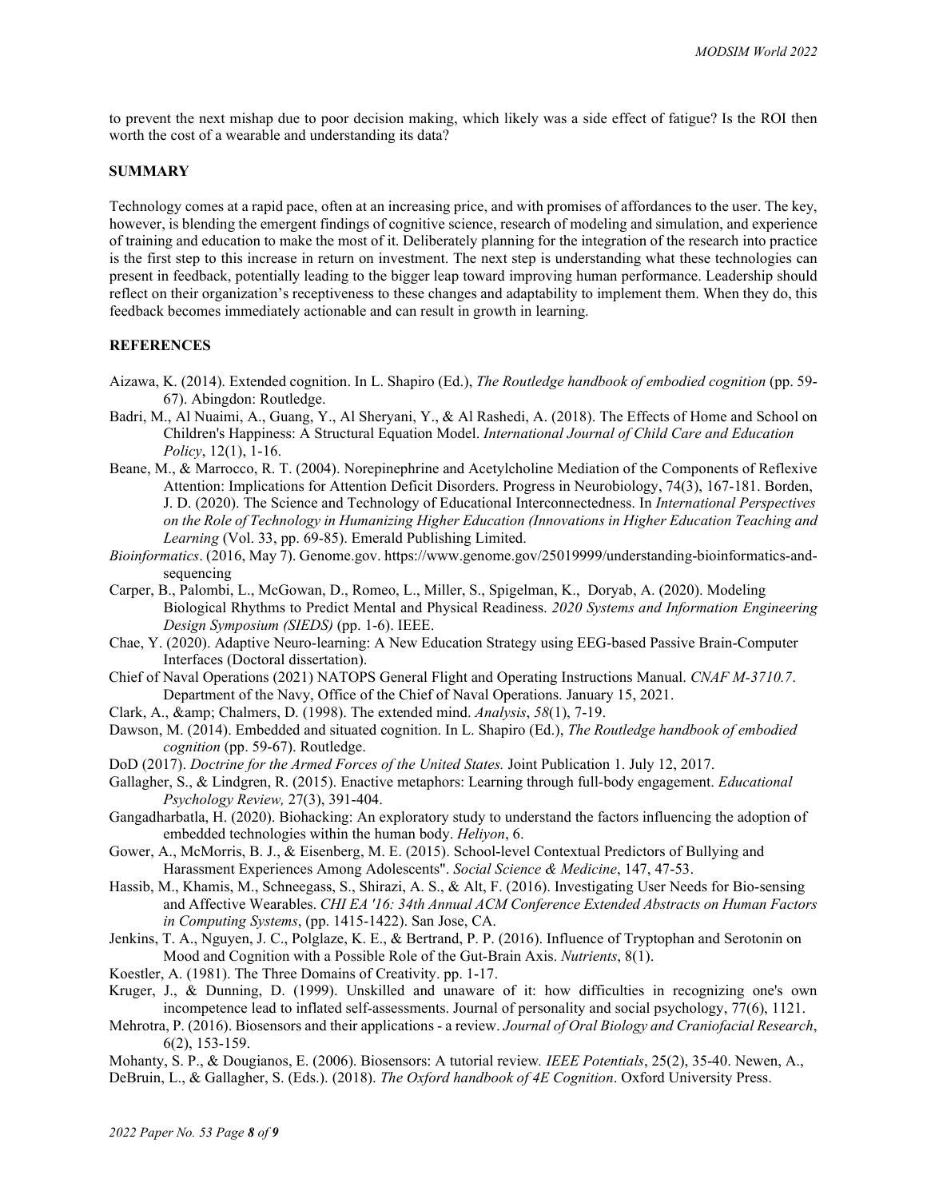to prevent the next mishap due to poor decision making, which likely was a side effect of fatigue? Is the ROI then worth the cost of a wearable and understanding its data?

## SUMMARY

Technology comes at a rapid pace, often at an increasing price, and with promises of affordances to the user. The key, however, is blending the emergent findings of cognitive science, research of modeling and simulation, and experience of training and education to make the most of it. Deliberately planning for the integration of the research into practice is the first step to this increase in return on investment. The next step is understanding what these technologies can present in feedback, potentially leading to the bigger leap toward improving human performance. Leadership should reflect on their organization's receptiveness to these changes and adaptability to implement them. When they do, this feedback becomes immediately actionable and can result in growth in learning.

## REFERENCES

Aizawa, K. (2014). Extended cognition. In L. Shapiro (Ed.), *The Routledge handbook of embodied cognition* (pp. 59-67). Abingdon: Routledge.

Badri, M., Al Nuaimi, A., Guang, Y., Al Sheryani, Y., & Al Rashedi, A. (2018). The Effects of Home and School on Children's Happiness: A Structural Equation Model. *International Journal of Child Care and Education Policy*, 12(1), 1-16.

Beane, M., & Marrocco, R. T. (2004). Norepinephrine and Acetylcholine Mediation of the Components of Reflexive Attention: Implications for Attention Deficit Disorders. Progress in Neurobiology, 74(3), 167-181. Borden, J. D. (2020). The Science and Technology of Educational Interconnectedness. In *International Perspectives on the Role of Technology in Humanizing Higher Education (Innovations in Higher Education Teaching and Learning* (Vol. 33, pp. 69-85). Emerald Publishing Limited.

*Bioinformatics*. (2016, May 7). Genome.gov. https://www.genome.gov/25019999/understanding-bioinformatics-and-sequencing

Carper, B., Palombi, L., McGowan, D., Romeo, L., Miller, S., Spigelman, K., Doryab, A. (2020). Modeling Biological Rhythms to Predict Mental and Physical Readiness. *2020 Systems and Information Engineering Design Symposium (SIEDS)* (pp. 1-6). IEEE.

Chae, Y. (2020). Adaptive Neuro-learning: A New Education Strategy using EEG-based Passive Brain-Computer Interfaces (Doctoral dissertation).

Chief of Naval Operations (2021) NATOPS General Flight and Operating Instructions Manual. *CNAF M-3710.7*. Department of the Navy, Office of the Chief of Naval Operations. January 15, 2021.

Clark, A., &amp; Chalmers, D. (1998). The extended mind. *Analysis*, *58*(1), 7-19.

Dawson, M. (2014). Embedded and situated cognition. In L. Shapiro (Ed.), *The Routledge handbook of embodied cognition* (pp. 59-67). Routledge.

DoD (2017). *Doctrine for the Armed Forces of the United States.* Joint Publication 1. July 12, 2017.

Gallagher, S., & Lindgren, R. (2015). Enactive metaphors: Learning through full-body engagement. *Educational Psychology Review,* 27(3), 391-404.

Gangadharbatla, H. (2020). Biohacking: An exploratory study to understand the factors influencing the adoption of embedded technologies within the human body. *Heliyon*, 6.

Gower, A., McMorris, B. J., & Eisenberg, M. E. (2015). School-level Contextual Predictors of Bullying and Harassment Experiences Among Adolescents". *Social Science & Medicine*, 147, 47-53.

Hassib, M., Khamis, M., Schneegass, S., Shirazi, A. S., & Alt, F. (2016). Investigating User Needs for Bio-sensing and Affective Wearables. *CHI EA '16: 34th Annual ACM Conference Extended Abstracts on Human Factors in Computing Systems*, (pp. 1415-1422). San Jose, CA.

Jenkins, T. A., Nguyen, J. C., Polglaze, K. E., & Bertrand, P. P. (2016). Influence of Tryptophan and Serotonin on Mood and Cognition with a Possible Role of the Gut-Brain Axis. *Nutrients*, 8(1).

Koestler, A. (1981). The Three Domains of Creativity. pp. 1-17.

Kruger, J., & Dunning, D. (1999). Unskilled and unaware of it: how difficulties in recognizing one's own incompetence lead to inflated self-assessments. Journal of personality and social psychology, 77(6), 1121.

Mehrotra, P. (2016). Biosensors and their applications - a review. *Journal of Oral Biology and Craniofacial Research*, 6(2), 153-159.

Mohanty, S. P., & Dougianos, E. (2006). Biosensors: A tutorial review. *IEEE Potentials*, 25(2), 35-40. Newen, A., DeBruin, L., & Gallagher, S. (Eds.). (2018). *The Oxford handbook of 4E Cognition*. Oxford University Press.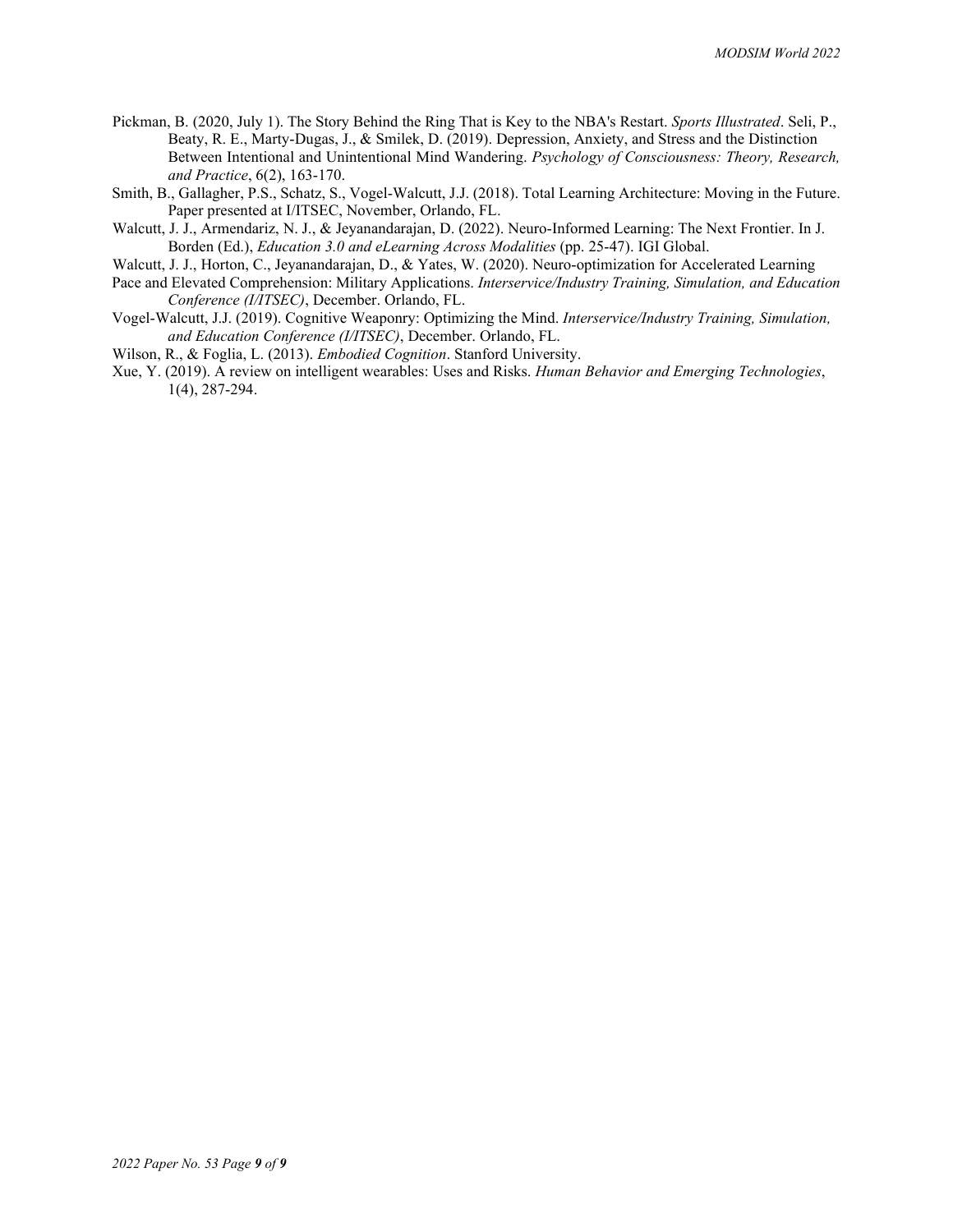Pickman, B. (2020, July 1). The Story Behind the Ring That is Key to the NBA's Restart. *Sports Illustrated*. Seli, P., Beaty, R. E., Marty-Dugas, J., & Smilek, D. (2019). Depression, Anxiety, and Stress and the Distinction Between Intentional and Unintentional Mind Wandering. *Psychology of Consciousness: Theory, Research, and Practice*, 6(2), 163-170.

Smith, B., Gallagher, P.S., Schatz, S., Vogel-Walcutt, J.J. (2018). Total Learning Architecture: Moving in the Future. Paper presented at I/ITSEC, November, Orlando, FL.

Walcutt, J. J., Armendariz, N. J., & Jeyanandarajan, D. (2022). Neuro-Informed Learning: The Next Frontier. In J. Borden (Ed.), *Education 3.0 and eLearning Across Modalities* (pp. 25-47). IGI Global.

Walcutt, J. J., Horton, C., Jeyanandarajan, D., & Yates, W. (2020). Neuro-optimization for Accelerated Learning Pace and Elevated Comprehension: Military Applications. *Interservice/Industry Training, Simulation, and Education Conference (I/ITSEC)*, December. Orlando, FL.

Vogel-Walcutt, J.J. (2019). Cognitive Weaponry: Optimizing the Mind. *Interservice/Industry Training, Simulation, and Education Conference (I/ITSEC)*, December. Orlando, FL.

Wilson, R., & Foglia, L. (2013). *Embodied Cognition*. Stanford University.

Xue, Y. (2019). A review on intelligent wearables: Uses and Risks. *Human Behavior and Emerging Technologies*, 1(4), 287-294.